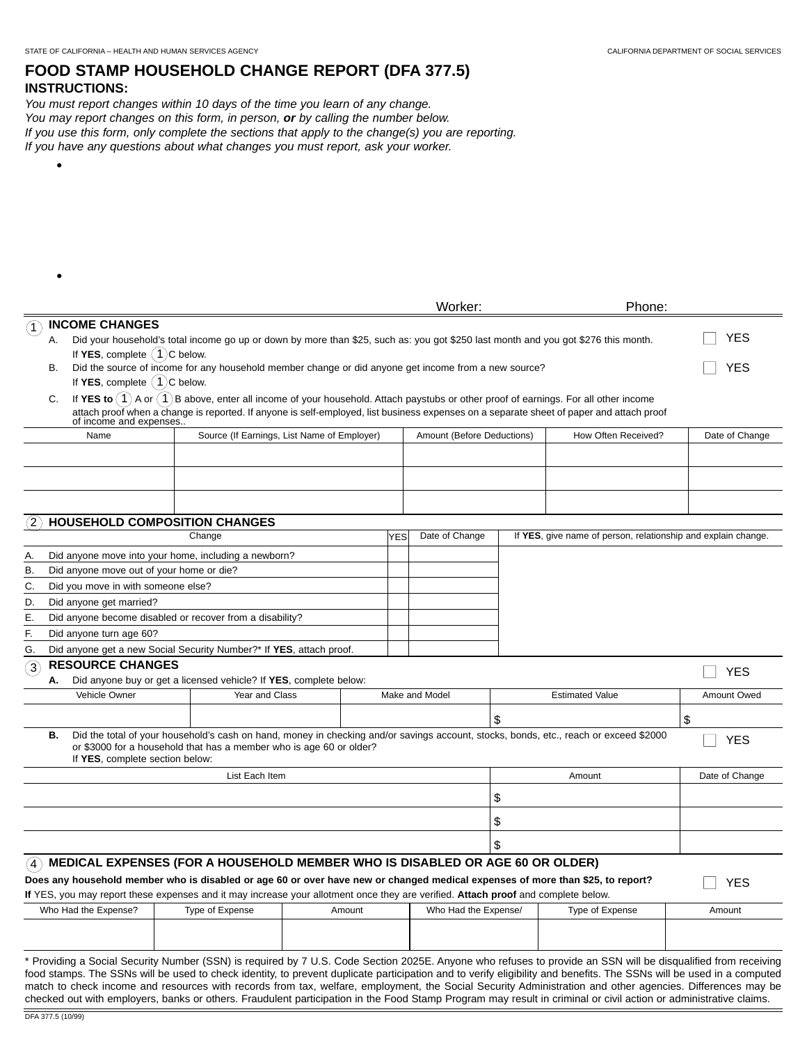STATE OF CALIFORNIA – HEALTH AND HUMAN SERVICES AGENCY

CALIFORNIA DEPARTMENT OF SOCIAL SERVICES

# FOOD STAMP HOUSEHOLD CHANGE REPORT (DFA 377.5)

## INSTRUCTIONS:

*You must report changes within 10 days of the time you learn of any change.*
*You may report changes on this form, in person,* ***or*** *by calling the number below.*
*If you use this form, only complete the sections that apply to the change(s) you are reporting.*
*If you have any questions about what changes you must report, ask your worker.*

- 

- 

Worker: Phone:

## 1 INCOME CHANGES

A. Did your household's total income go up or down by more than $25, such as: you got $250 last month and you got $276 this month. ☐ YES
If **YES**, complete 1 C below.

B. Did the source of income for any household member change or did anyone get income from a new source? ☐ YES
If **YES**, complete 1 C below.

C. If **YES to** 1 A or 1 B above, enter all income of your household. Attach paystubs or other proof of earnings. For all other income attach proof when a change is reported. If anyone is self-employed, list business expenses on a separate sheet of paper and attach proof of income and expenses..

| Name | Source (If Earnings, List Name of Employer) | Amount (Before Deductions) | How Often Received? | Date of Change |
|---|---|---|---|---|
| | | | | |
| | | | | |
| | | | | |

## 2 HOUSEHOLD COMPOSITION CHANGES

| Change | YES | Date of Change | If **YES**, give name of person, relationship and explain change. |
|---|---|---|---|
| A. Did anyone move into your home, including a newborn? | | | |
| B. Did anyone move out of your home or die? | | | |
| C. Did you move in with someone else? | | | |
| D. Did anyone get married? | | | |
| E. Did anyone become disabled or recover from a disability? | | | |
| F. Did anyone turn age 60? | | | |
| G. Did anyone get a new Social Security Number?* If **YES**, attach proof. | | | |

## 3 RESOURCE CHANGES

**A.** Did anyone buy or get a licensed vehicle? If **YES**, complete below: ☐ YES

| Vehicle Owner | Year and Class | Make and Model | Estimated Value | Amount Owed |
|---|---|---|---|---|
| | | | $ | $ |

**B.** Did the total of your household's cash on hand, money in checking and/or savings account, stocks, bonds, etc., reach or exceed $2000 or $3000 for a household that has a member who is age 60 or older? ☐ YES
If **YES**, complete section below:

| List Each Item | Amount | Date of Change |
|---|---|---|
| | $ | |
| | $ | |
| | $ | |

## 4 MEDICAL EXPENSES (FOR A HOUSEHOLD MEMBER WHO IS DISABLED OR AGE 60 OR OLDER)

**Does any household member who is disabled or age 60 or over have new or changed medical expenses of more than $25, to report?** ☐ YES

**If** YES, you may report these expenses and it may increase your allotment once they are verified. **Attach proof** and complete below.

| Who Had the Expense? | Type of Expense | Amount | Who Had the Expense/ | Type of Expense | Amount |
|---|---|---|---|---|---|
| | | | | | |

\* Providing a Social Security Number (SSN) is required by 7 U.S. Code Section 2025E. Anyone who refuses to provide an SSN will be disqualified from receiving food stamps. The SSNs will be used to check identity, to prevent duplicate participation and to verify eligibility and benefits. The SSNs will be used in a computed match to check income and resources with records from tax, welfare, employment, the Social Security Administration and other agencies. Differences may be checked out with employers, banks or others. Fraudulent participation in the Food Stamp Program may result in criminal or civil action or administrative claims.

DFA 377.5 (10/99)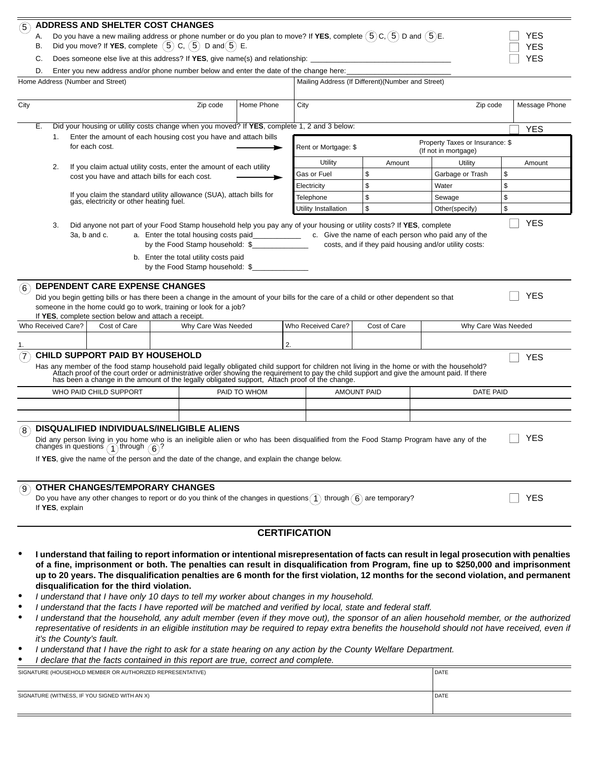## 5 ADDRESS AND SHELTER COST CHANGES

A. Do you have a new mailing address or phone number or do you plan to move? If **YES**, complete 5 C, 5 D and 5 E. ☐ YES

B. Did you move? If **YES**, complete 5 C, 5 D and 5 E. ☐ YES

C. Does someone else live at this address? If **YES**, give name(s) and relationship: ________________________________ ☐ YES

D. Enter you new address and/or phone number below and enter the date of the change here:________________________

| Home Address (Number and Street) | | | Mailing Address (If Different)(Number and Street) | | |
|---|---|---|---|---|---|
| City | Zip code | Home Phone | City | Zip code | Message Phone |
| | | | | | |

E. Did your housing or utility costs change when you moved? If **YES**, complete 1, 2 and 3 below: ☐ YES

1. Enter the amount of each housing cost you have and attach bills for each cost. → Rent or Mortgage: $ &nbsp;&nbsp; Property Taxes or Insurance: $ (If not in mortgage)

2. If you claim actual utility costs, enter the amount of each utility cost you have and attach bills for each cost.

   If you claim the standard utility allowance (SUA), attach bills for gas, electricity or other heating fuel.

| Utility | Amount | Utility | Amount |
|---|---|---|---|
| Gas or Fuel | $ | Garbage or Trash | $ |
| Electricity | $ | Water | $ |
| Telephone | $ | Sewage | $ |
| Utility Installation | $ | Other(specify) | $ |

3. Did anyone not part of your Food Stamp household help you pay any of your housing or utility costs? If **YES**, complete 3a, b and c. ☐ YES

   a. Enter the total housing costs paid by the Food Stamp household: $______________

   b. Enter the total utility costs paid by the Food Stamp household: $______________

   c. Give the name of each person who paid any of the costs, and if they paid housing and/or utility costs:

## 6 DEPENDENT CARE EXPENSE CHANGES

Did you begin getting bills or has there been a change in the amount of your bills for the care of a child or other dependent so that someone in the home could go to work, training or look for a job? ☐ YES

If **YES**, complete section below and attach a receipt.

| Who Received Care? | Cost of Care | Why Care Was Needed | Who Received Care? | Cost of Care | Why Care Was Needed |
|---|---|---|---|---|---|
| 1. | | | 2. | | |

## 7 CHILD SUPPORT PAID BY HOUSEHOLD

Has any member of the food stamp household paid legally obligated child support for children not living in the home or with the household? Attach proof of the court order or administrative order showing the requirement to pay the child support and give the amount paid. If there has been a change in the amount of the legally obligated support, Attach proof of the change. ☐ YES

| WHO PAID CHILD SUPPORT | PAID TO WHOM | AMOUNT PAID | DATE PAID |
|---|---|---|---|
| | | | |
| | | | |

## 8 DISQUALIFIED INDIVIDUALS/INELIGIBLE ALIENS

Did any person living in you home who is an ineligible alien or who has been disqualified from the Food Stamp Program have any of the changes in questions 1 through 6? ☐ YES

If **YES**, give the name of the person and the date of the change, and explain the change below.

## 9 OTHER CHANGES/TEMPORARY CHANGES

Do you have any other changes to report or do you think of the changes in questions 1 through 6 are temporary? ☐ YES

If **YES**, explain

## CERTIFICATION

- **I understand that failing to report information or intentional misrepresentation of facts can result in legal prosecution with penalties of a fine, imprisonment or both. The penalties can result in disqualification from Program, fine up to $250,000 and imprisonment up to 20 years. The disqualification penalties are 6 month for the first violation, 12 months for the second violation, and permanent disqualification for the third violation.**
- *I understand that I have only 10 days to tell my worker about changes in my household.*
- *I understand that the facts I have reported will be matched and verified by local, state and federal staff.*
- *I understand that the household, any adult member (even if they move out), the sponsor of an alien household member, or the authorized representative of residents in an eligible institution may be required to repay extra benefits the household should not have received, even if it's the County's fault.*
- *I understand that I have the right to ask for a state hearing on any action by the County Welfare Department.*
- *I declare that the facts contained in this report are true, correct and complete.*

| SIGNATURE (HOUSEHOLD MEMBER OR AUTHORIZED REPRESENTATIVE) | DATE |
|---|---|
| SIGNATURE (WITNESS, IF YOU SIGNED WITH AN X) | DATE |